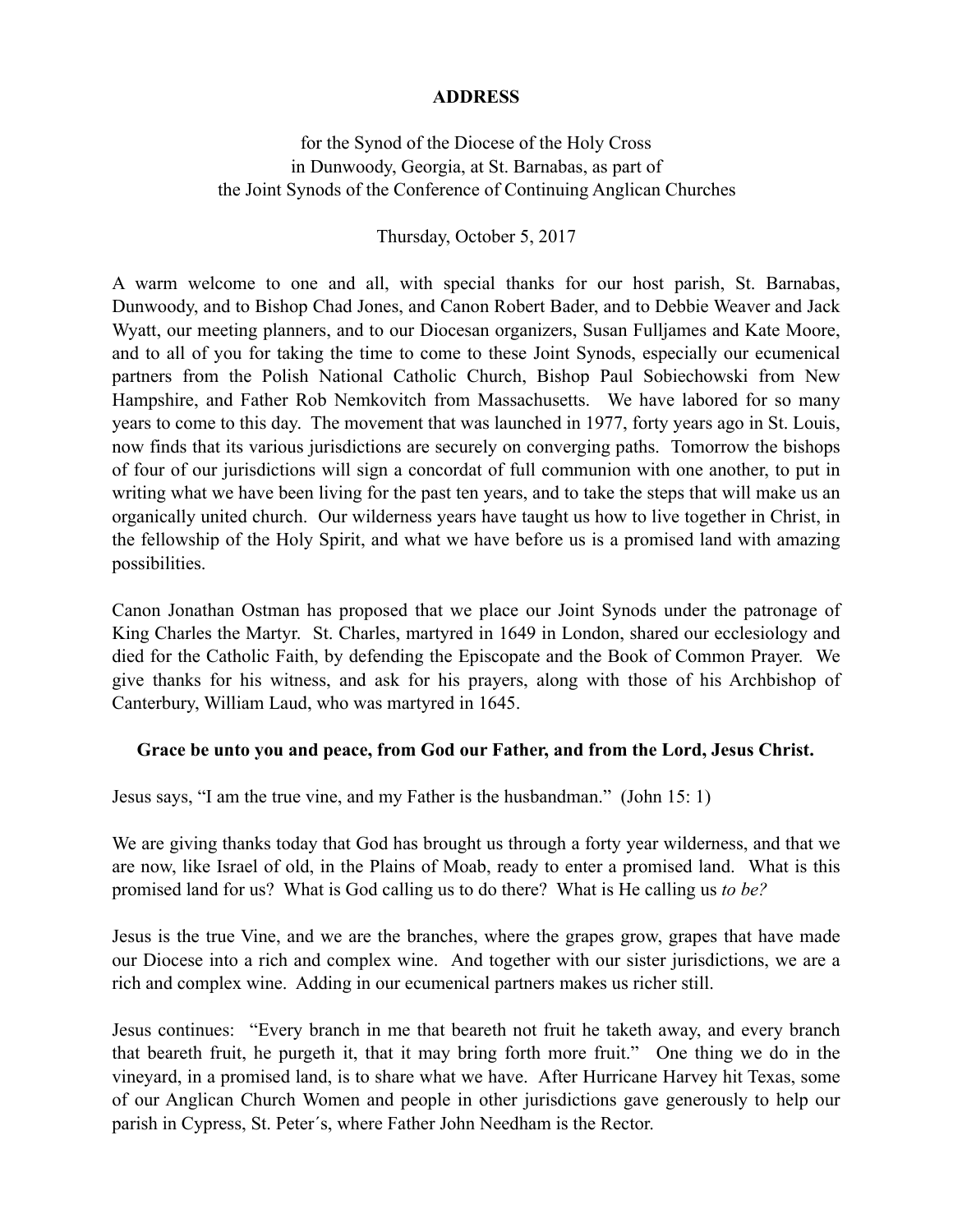# ADDRESS

for the Synod of the Diocese of the Holy Cross
in Dunwoody, Georgia, at St. Barnabas, as part of
the Joint Synods of the Conference of Continuing Anglican Churches

Thursday, October 5, 2017

A warm welcome to one and all, with special thanks for our host parish, St. Barnabas, Dunwoody, and to Bishop Chad Jones, and Canon Robert Bader, and to Debbie Weaver and Jack Wyatt, our meeting planners, and to our Diocesan organizers, Susan Fulljames and Kate Moore, and to all of you for taking the time to come to these Joint Synods, especially our ecumenical partners from the Polish National Catholic Church, Bishop Paul Sobiechowski from New Hampshire, and Father Rob Nemkovitch from Massachusetts. We have labored for so many years to come to this day. The movement that was launched in 1977, forty years ago in St. Louis, now finds that its various jurisdictions are securely on converging paths. Tomorrow the bishops of four of our jurisdictions will sign a concordat of full communion with one another, to put in writing what we have been living for the past ten years, and to take the steps that will make us an organically united church. Our wilderness years have taught us how to live together in Christ, in the fellowship of the Holy Spirit, and what we have before us is a promised land with amazing possibilities.

Canon Jonathan Ostman has proposed that we place our Joint Synods under the patronage of King Charles the Martyr. St. Charles, martyred in 1649 in London, shared our ecclesiology and died for the Catholic Faith, by defending the Episcopate and the Book of Common Prayer. We give thanks for his witness, and ask for his prayers, along with those of his Archbishop of Canterbury, William Laud, who was martyred in 1645.

**Grace be unto you and peace, from God our Father, and from the Lord, Jesus Christ.**

Jesus says, “I am the true vine, and my Father is the husbandman.” (John 15: 1)

We are giving thanks today that God has brought us through a forty year wilderness, and that we are now, like Israel of old, in the Plains of Moab, ready to enter a promised land. What is this promised land for us? What is God calling us to do there? What is He calling us *to be?*

Jesus is the true Vine, and we are the branches, where the grapes grow, grapes that have made our Diocese into a rich and complex wine. And together with our sister jurisdictions, we are a rich and complex wine. Adding in our ecumenical partners makes us richer still.

Jesus continues: “Every branch in me that beareth not fruit he taketh away, and every branch that beareth fruit, he purgeth it, that it may bring forth more fruit.” One thing we do in the vineyard, in a promised land, is to share what we have. After Hurricane Harvey hit Texas, some of our Anglican Church Women and people in other jurisdictions gave generously to help our parish in Cypress, St. Peter´s, where Father John Needham is the Rector.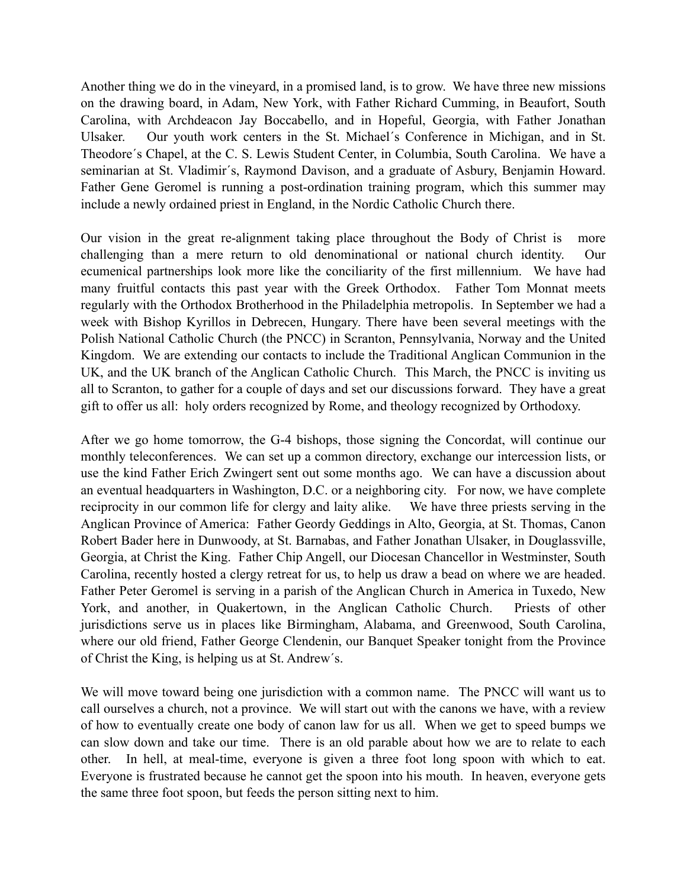Another thing we do in the vineyard, in a promised land, is to grow. We have three new missions on the drawing board, in Adam, New York, with Father Richard Cumming, in Beaufort, South Carolina, with Archdeacon Jay Boccabello, and in Hopeful, Georgia, with Father Jonathan Ulsaker. Our youth work centers in the St. Michael´s Conference in Michigan, and in St. Theodore´s Chapel, at the C. S. Lewis Student Center, in Columbia, South Carolina. We have a seminarian at St. Vladimir´s, Raymond Davison, and a graduate of Asbury, Benjamin Howard. Father Gene Geromel is running a post-ordination training program, which this summer may include a newly ordained priest in England, in the Nordic Catholic Church there.

Our vision in the great re-alignment taking place throughout the Body of Christ is more challenging than a mere return to old denominational or national church identity. Our ecumenical partnerships look more like the conciliarity of the first millennium. We have had many fruitful contacts this past year with the Greek Orthodox. Father Tom Monnat meets regularly with the Orthodox Brotherhood in the Philadelphia metropolis. In September we had a week with Bishop Kyrillos in Debrecen, Hungary. There have been several meetings with the Polish National Catholic Church (the PNCC) in Scranton, Pennsylvania, Norway and the United Kingdom. We are extending our contacts to include the Traditional Anglican Communion in the UK, and the UK branch of the Anglican Catholic Church. This March, the PNCC is inviting us all to Scranton, to gather for a couple of days and set our discussions forward. They have a great gift to offer us all: holy orders recognized by Rome, and theology recognized by Orthodoxy.

After we go home tomorrow, the G-4 bishops, those signing the Concordat, will continue our monthly teleconferences. We can set up a common directory, exchange our intercession lists, or use the kind Father Erich Zwingert sent out some months ago. We can have a discussion about an eventual headquarters in Washington, D.C. or a neighboring city. For now, we have complete reciprocity in our common life for clergy and laity alike. We have three priests serving in the Anglican Province of America: Father Geordy Geddings in Alto, Georgia, at St. Thomas, Canon Robert Bader here in Dunwoody, at St. Barnabas, and Father Jonathan Ulsaker, in Douglassville, Georgia, at Christ the King. Father Chip Angell, our Diocesan Chancellor in Westminster, South Carolina, recently hosted a clergy retreat for us, to help us draw a bead on where we are headed. Father Peter Geromel is serving in a parish of the Anglican Church in America in Tuxedo, New York, and another, in Quakertown, in the Anglican Catholic Church. Priests of other jurisdictions serve us in places like Birmingham, Alabama, and Greenwood, South Carolina, where our old friend, Father George Clendenin, our Banquet Speaker tonight from the Province of Christ the King, is helping us at St. Andrew´s.

We will move toward being one jurisdiction with a common name. The PNCC will want us to call ourselves a church, not a province. We will start out with the canons we have, with a review of how to eventually create one body of canon law for us all. When we get to speed bumps we can slow down and take our time. There is an old parable about how we are to relate to each other. In hell, at meal-time, everyone is given a three foot long spoon with which to eat. Everyone is frustrated because he cannot get the spoon into his mouth. In heaven, everyone gets the same three foot spoon, but feeds the person sitting next to him.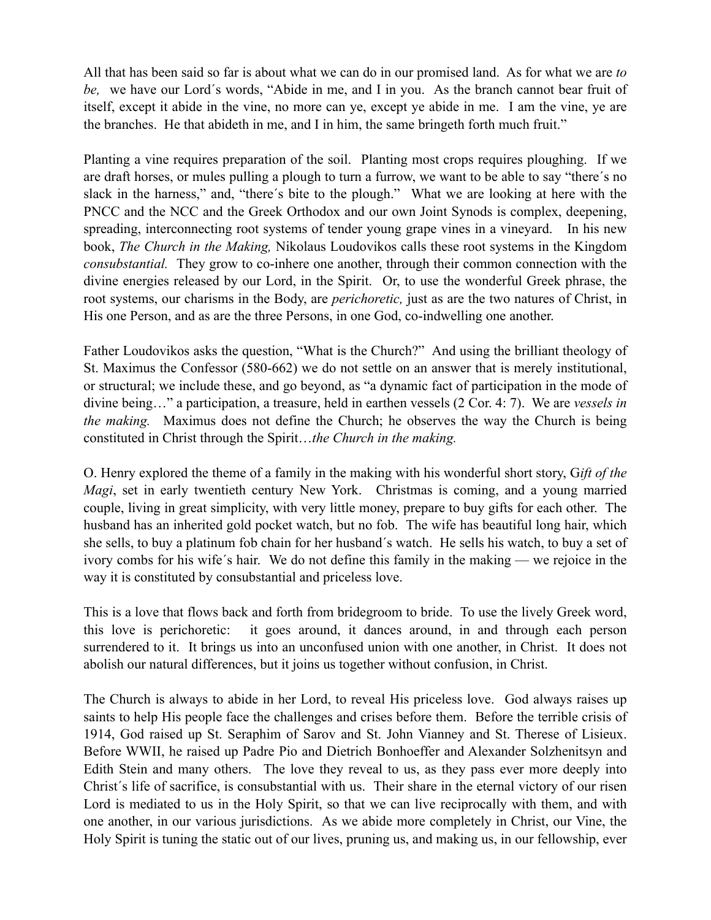All that has been said so far is about what we can do in our promised land. As for what we are *to be,* we have our Lord´s words, "Abide in me, and I in you. As the branch cannot bear fruit of itself, except it abide in the vine, no more can ye, except ye abide in me. I am the vine, ye are the branches. He that abideth in me, and I in him, the same bringeth forth much fruit."

Planting a vine requires preparation of the soil. Planting most crops requires ploughing. If we are draft horses, or mules pulling a plough to turn a furrow, we want to be able to say "there´s no slack in the harness," and, "there´s bite to the plough." What we are looking at here with the PNCC and the NCC and the Greek Orthodox and our own Joint Synods is complex, deepening, spreading, interconnecting root systems of tender young grape vines in a vineyard. In his new book, *The Church in the Making,* Nikolaus Loudovikos calls these root systems in the Kingdom *consubstantial.* They grow to co-inhere one another, through their common connection with the divine energies released by our Lord, in the Spirit. Or, to use the wonderful Greek phrase, the root systems, our charisms in the Body, are *perichoretic,* just as are the two natures of Christ, in His one Person, and as are the three Persons, in one God, co-indwelling one another.

Father Loudovikos asks the question, "What is the Church?" And using the brilliant theology of St. Maximus the Confessor (580-662) we do not settle on an answer that is merely institutional, or structural; we include these, and go beyond, as "a dynamic fact of participation in the mode of divine being…" a participation, a treasure, held in earthen vessels (2 Cor. 4: 7). We are *vessels in the making.* Maximus does not define the Church; he observes the way the Church is being constituted in Christ through the Spirit…*the Church in the making.*

O. Henry explored the theme of a family in the making with his wonderful short story, G*ift of the Magi*, set in early twentieth century New York. Christmas is coming, and a young married couple, living in great simplicity, with very little money, prepare to buy gifts for each other. The husband has an inherited gold pocket watch, but no fob. The wife has beautiful long hair, which she sells, to buy a platinum fob chain for her husband´s watch. He sells his watch, to buy a set of ivory combs for his wife´s hair. We do not define this family in the making — we rejoice in the way it is constituted by consubstantial and priceless love.

This is a love that flows back and forth from bridegroom to bride. To use the lively Greek word, this love is perichoretic: it goes around, it dances around, in and through each person surrendered to it. It brings us into an unconfused union with one another, in Christ. It does not abolish our natural differences, but it joins us together without confusion, in Christ.

The Church is always to abide in her Lord, to reveal His priceless love. God always raises up saints to help His people face the challenges and crises before them. Before the terrible crisis of 1914, God raised up St. Seraphim of Sarov and St. John Vianney and St. Therese of Lisieux. Before WWII, he raised up Padre Pio and Dietrich Bonhoeffer and Alexander Solzhenitsyn and Edith Stein and many others. The love they reveal to us, as they pass ever more deeply into Christ´s life of sacrifice, is consubstantial with us. Their share in the eternal victory of our risen Lord is mediated to us in the Holy Spirit, so that we can live reciprocally with them, and with one another, in our various jurisdictions. As we abide more completely in Christ, our Vine, the Holy Spirit is tuning the static out of our lives, pruning us, and making us, in our fellowship, ever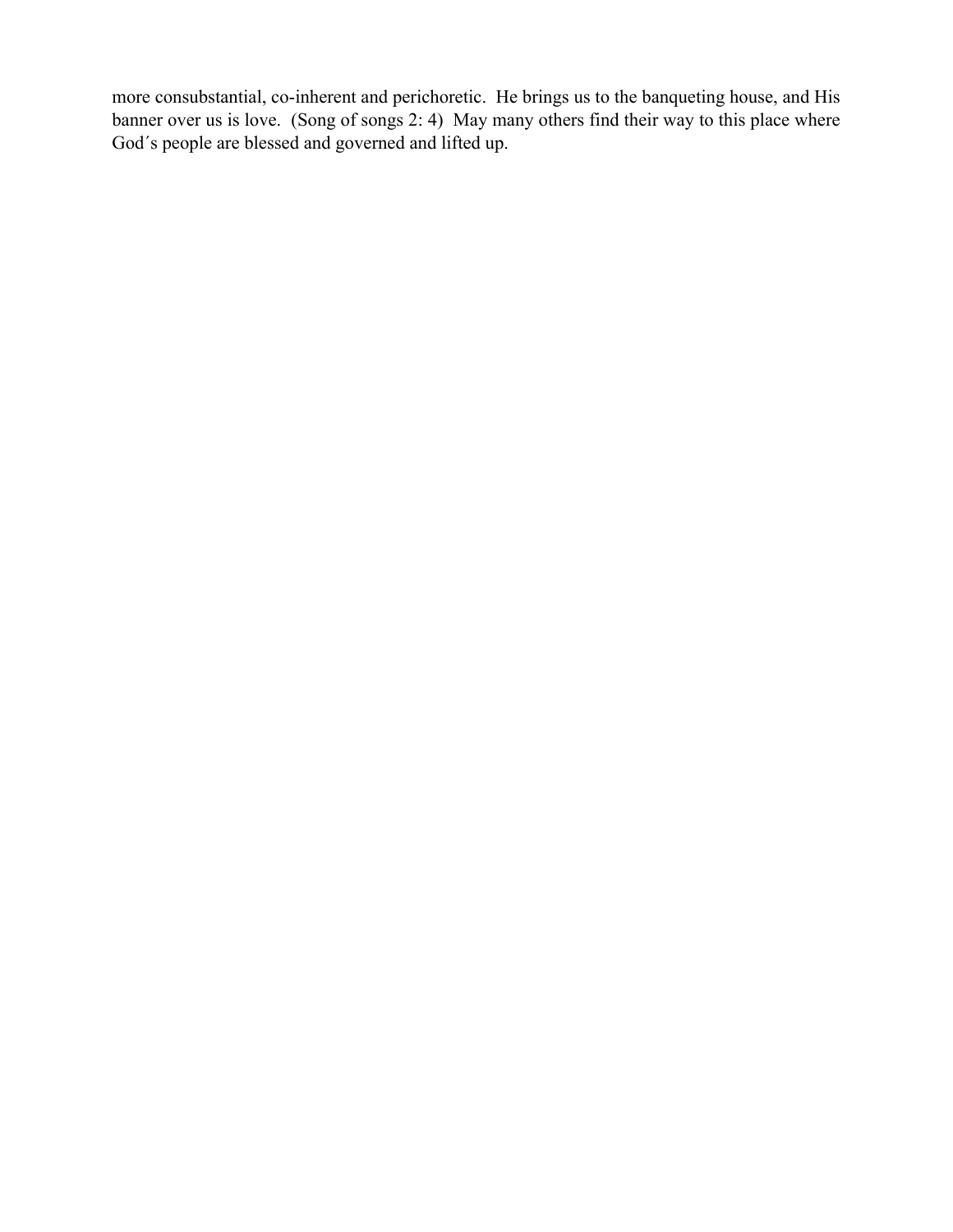more consubstantial, co-inherent and perichoretic. He brings us to the banqueting house, and His banner over us is love. (Song of songs 2: 4) May many others find their way to this place where God´s people are blessed and governed and lifted up.